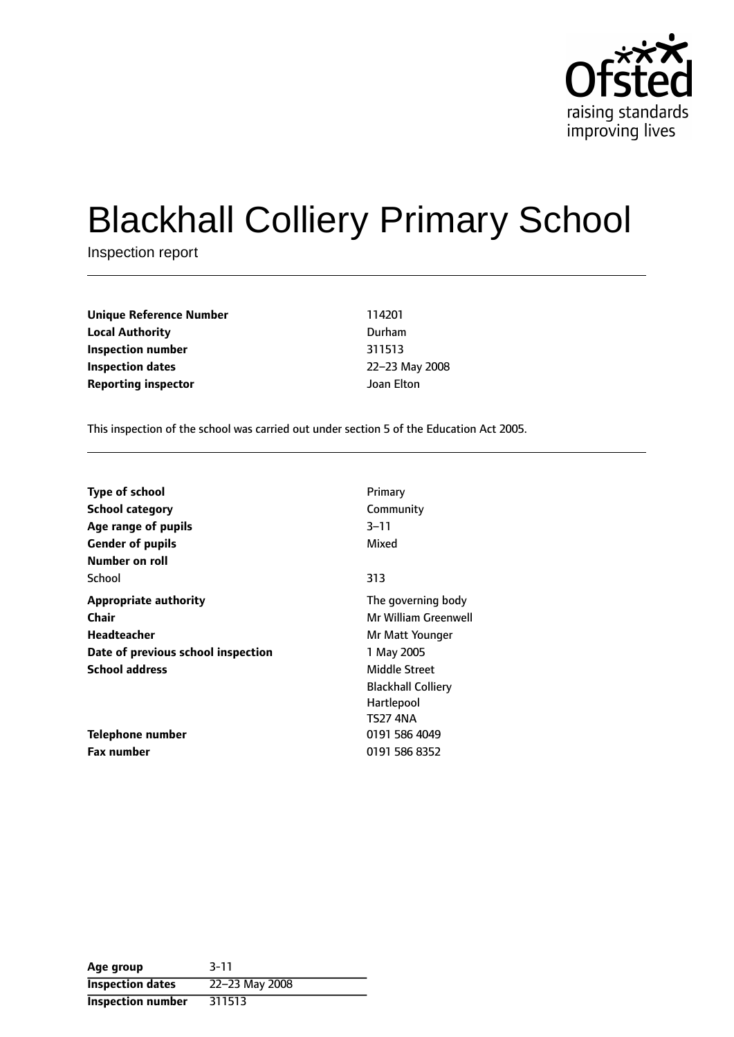Ofsted
raising standards
improving lives

# Blackhall Colliery Primary School

Inspection report

| | |
|---|---|
| **Unique Reference Number** | 114201 |
| **Local Authority** | Durham |
| **Inspection number** | 311513 |
| **Inspection dates** | 22–23 May 2008 |
| **Reporting inspector** | Joan Elton |

This inspection of the school was carried out under section 5 of the Education Act 2005.

| | |
|---|---|
| **Type of school** | Primary |
| **School category** | Community |
| **Age range of pupils** | 3–11 |
| **Gender of pupils** | Mixed |
| **Number on roll** | |
| School | 313 |
| **Appropriate authority** | The governing body |
| **Chair** | Mr William Greenwell |
| **Headteacher** | Mr Matt Younger |
| **Date of previous school inspection** | 1 May 2005 |
| **School address** | Middle Street<br>Blackhall Colliery<br>Hartlepool<br>TS27 4NA |
| **Telephone number** | 0191 586 4049 |
| **Fax number** | 0191 586 8352 |

| | |
|---|---|
| **Age group** | 3-11 |
| **Inspection dates** | 22–23 May 2008 |
| **Inspection number** | 311513 |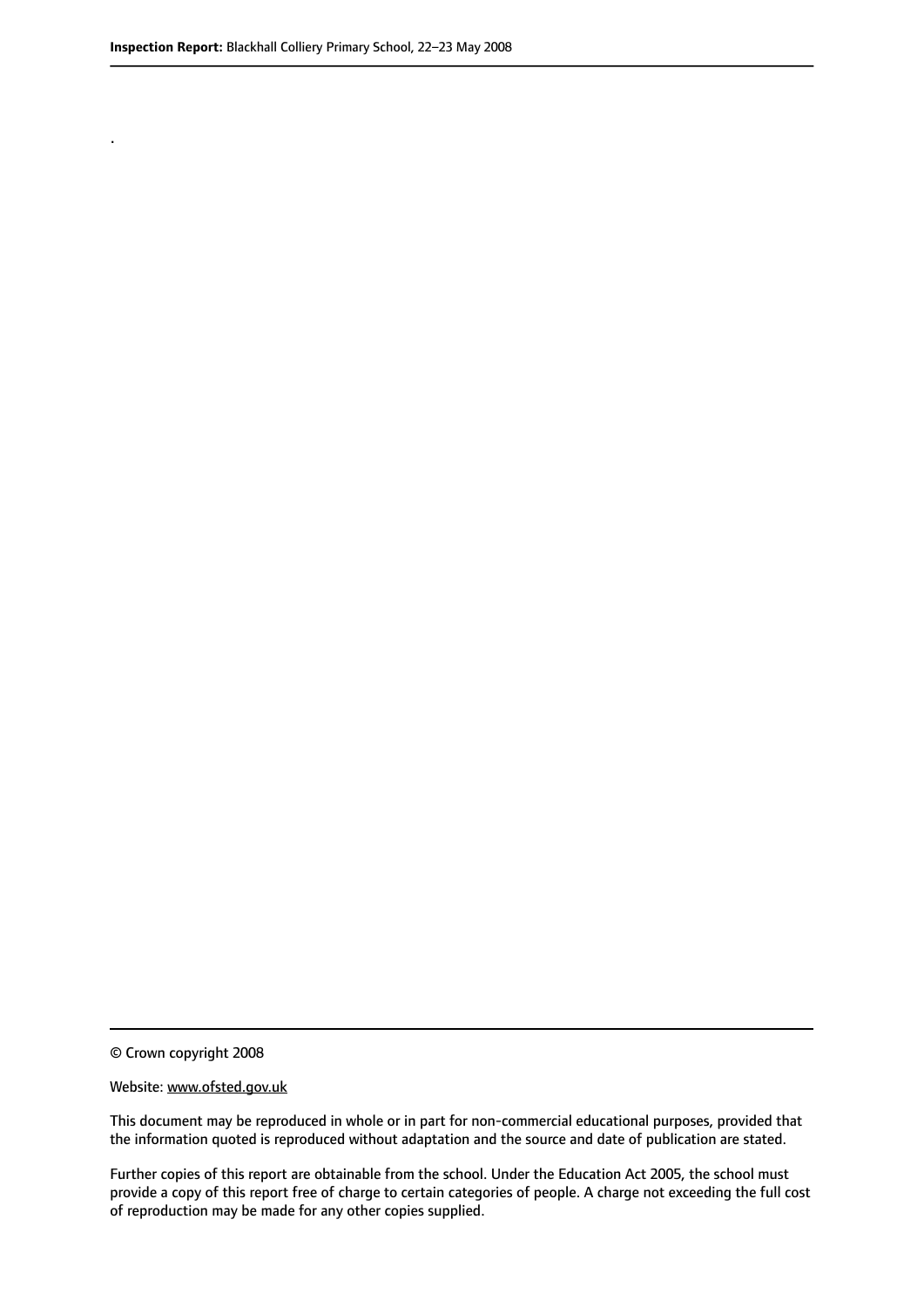.

© Crown copyright 2008

Website: www.ofsted.gov.uk

This document may be reproduced in whole or in part for non-commercial educational purposes, provided that the information quoted is reproduced without adaptation and the source and date of publication are stated.

Further copies of this report are obtainable from the school. Under the Education Act 2005, the school must provide a copy of this report free of charge to certain categories of people. A charge not exceeding the full cost of reproduction may be made for any other copies supplied.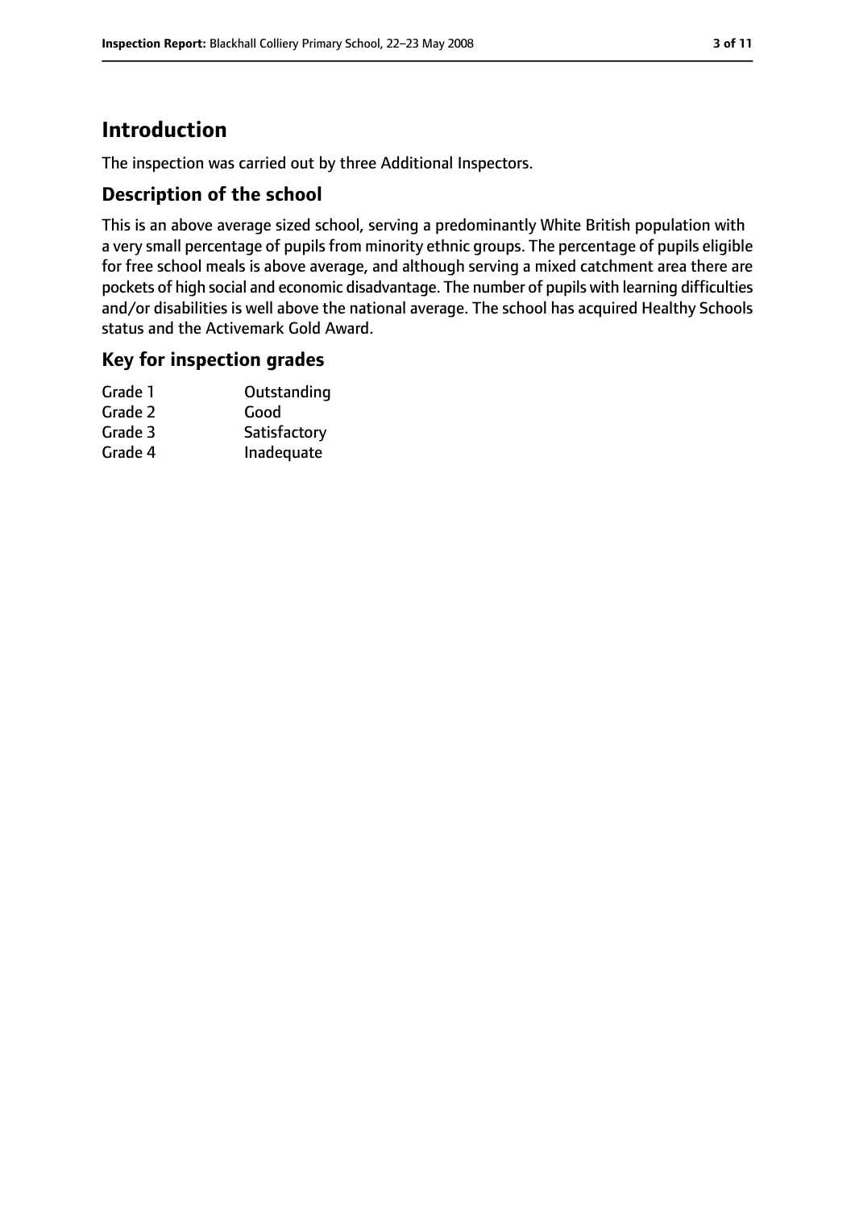# Introduction

The inspection was carried out by three Additional Inspectors.

## Description of the school

This is an above average sized school, serving a predominantly White British population with a very small percentage of pupils from minority ethnic groups. The percentage of pupils eligible for free school meals is above average, and although serving a mixed catchment area there are pockets of high social and economic disadvantage. The number of pupils with learning difficulties and/or disabilities is well above the national average. The school has acquired Healthy Schools status and the Activemark Gold Award.

## Key for inspection grades

| | |
|---|---|
| Grade 1 | Outstanding |
| Grade 2 | Good |
| Grade 3 | Satisfactory |
| Grade 4 | Inadequate |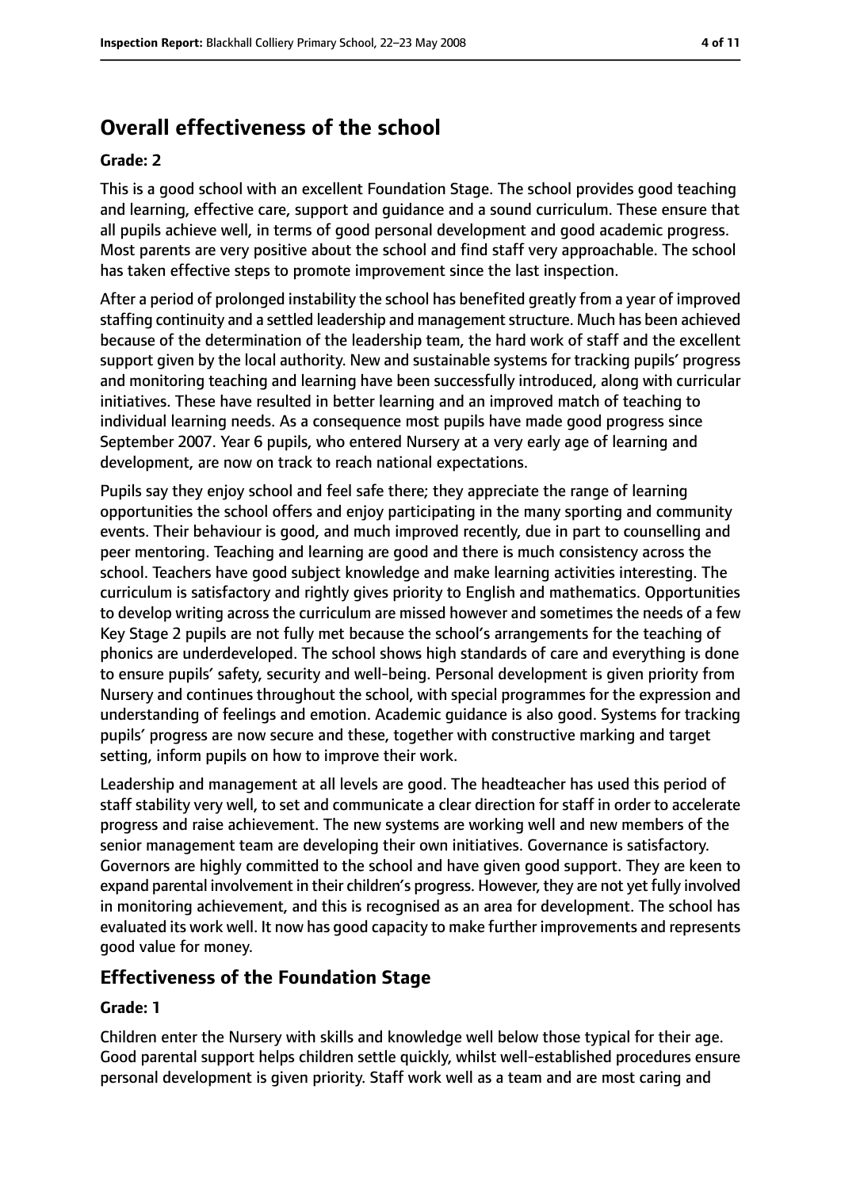## Overall effectiveness of the school

### Grade: 2

This is a good school with an excellent Foundation Stage. The school provides good teaching and learning, effective care, support and guidance and a sound curriculum. These ensure that all pupils achieve well, in terms of good personal development and good academic progress. Most parents are very positive about the school and find staff very approachable. The school has taken effective steps to promote improvement since the last inspection.

After a period of prolonged instability the school has benefited greatly from a year of improved staffing continuity and a settled leadership and management structure. Much has been achieved because of the determination of the leadership team, the hard work of staff and the excellent support given by the local authority. New and sustainable systems for tracking pupils' progress and monitoring teaching and learning have been successfully introduced, along with curricular initiatives. These have resulted in better learning and an improved match of teaching to individual learning needs. As a consequence most pupils have made good progress since September 2007. Year 6 pupils, who entered Nursery at a very early age of learning and development, are now on track to reach national expectations.

Pupils say they enjoy school and feel safe there; they appreciate the range of learning opportunities the school offers and enjoy participating in the many sporting and community events. Their behaviour is good, and much improved recently, due in part to counselling and peer mentoring. Teaching and learning are good and there is much consistency across the school. Teachers have good subject knowledge and make learning activities interesting. The curriculum is satisfactory and rightly gives priority to English and mathematics. Opportunities to develop writing across the curriculum are missed however and sometimes the needs of a few Key Stage 2 pupils are not fully met because the school's arrangements for the teaching of phonics are underdeveloped. The school shows high standards of care and everything is done to ensure pupils' safety, security and well-being. Personal development is given priority from Nursery and continues throughout the school, with special programmes for the expression and understanding of feelings and emotion. Academic guidance is also good. Systems for tracking pupils' progress are now secure and these, together with constructive marking and target setting, inform pupils on how to improve their work.

Leadership and management at all levels are good. The headteacher has used this period of staff stability very well, to set and communicate a clear direction for staff in order to accelerate progress and raise achievement. The new systems are working well and new members of the senior management team are developing their own initiatives. Governance is satisfactory. Governors are highly committed to the school and have given good support. They are keen to expand parental involvement in their children's progress. However, they are not yet fully involved in monitoring achievement, and this is recognised as an area for development. The school has evaluated its work well. It now has good capacity to make further improvements and represents good value for money.

## Effectiveness of the Foundation Stage

### Grade: 1

Children enter the Nursery with skills and knowledge well below those typical for their age. Good parental support helps children settle quickly, whilst well-established procedures ensure personal development is given priority. Staff work well as a team and are most caring and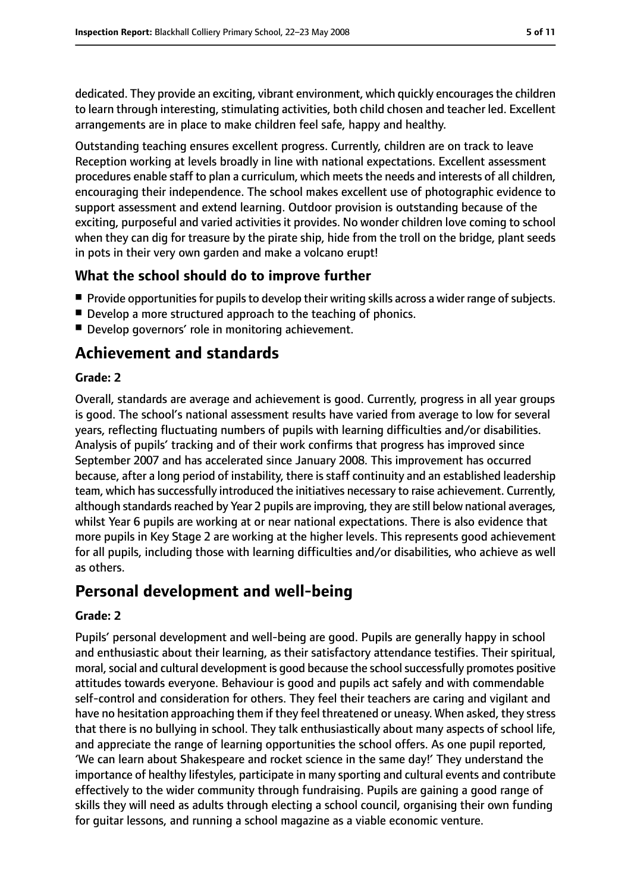dedicated. They provide an exciting, vibrant environment, which quickly encourages the children to learn through interesting, stimulating activities, both child chosen and teacher led. Excellent arrangements are in place to make children feel safe, happy and healthy.

Outstanding teaching ensures excellent progress. Currently, children are on track to leave Reception working at levels broadly in line with national expectations. Excellent assessment procedures enable staff to plan a curriculum, which meets the needs and interests of all children, encouraging their independence. The school makes excellent use of photographic evidence to support assessment and extend learning. Outdoor provision is outstanding because of the exciting, purposeful and varied activities it provides. No wonder children love coming to school when they can dig for treasure by the pirate ship, hide from the troll on the bridge, plant seeds in pots in their very own garden and make a volcano erupt!

### What the school should do to improve further

- Provide opportunities for pupils to develop their writing skills across a wider range of subjects.
- Develop a more structured approach to the teaching of phonics.
- Develop governors' role in monitoring achievement.

## Achievement and standards

**Grade: 2**

Overall, standards are average and achievement is good. Currently, progress in all year groups is good. The school's national assessment results have varied from average to low for several years, reflecting fluctuating numbers of pupils with learning difficulties and/or disabilities. Analysis of pupils' tracking and of their work confirms that progress has improved since September 2007 and has accelerated since January 2008. This improvement has occurred because, after a long period of instability, there is staff continuity and an established leadership team, which has successfully introduced the initiatives necessary to raise achievement. Currently, although standards reached by Year 2 pupils are improving, they are still below national averages, whilst Year 6 pupils are working at or near national expectations. There is also evidence that more pupils in Key Stage 2 are working at the higher levels. This represents good achievement for all pupils, including those with learning difficulties and/or disabilities, who achieve as well as others.

## Personal development and well-being

**Grade: 2**

Pupils' personal development and well-being are good. Pupils are generally happy in school and enthusiastic about their learning, as their satisfactory attendance testifies. Their spiritual, moral, social and cultural development is good because the school successfully promotes positive attitudes towards everyone. Behaviour is good and pupils act safely and with commendable self-control and consideration for others. They feel their teachers are caring and vigilant and have no hesitation approaching them if they feel threatened or uneasy. When asked, they stress that there is no bullying in school. They talk enthusiastically about many aspects of school life, and appreciate the range of learning opportunities the school offers. As one pupil reported, 'We can learn about Shakespeare and rocket science in the same day!' They understand the importance of healthy lifestyles, participate in many sporting and cultural events and contribute effectively to the wider community through fundraising. Pupils are gaining a good range of skills they will need as adults through electing a school council, organising their own funding for guitar lessons, and running a school magazine as a viable economic venture.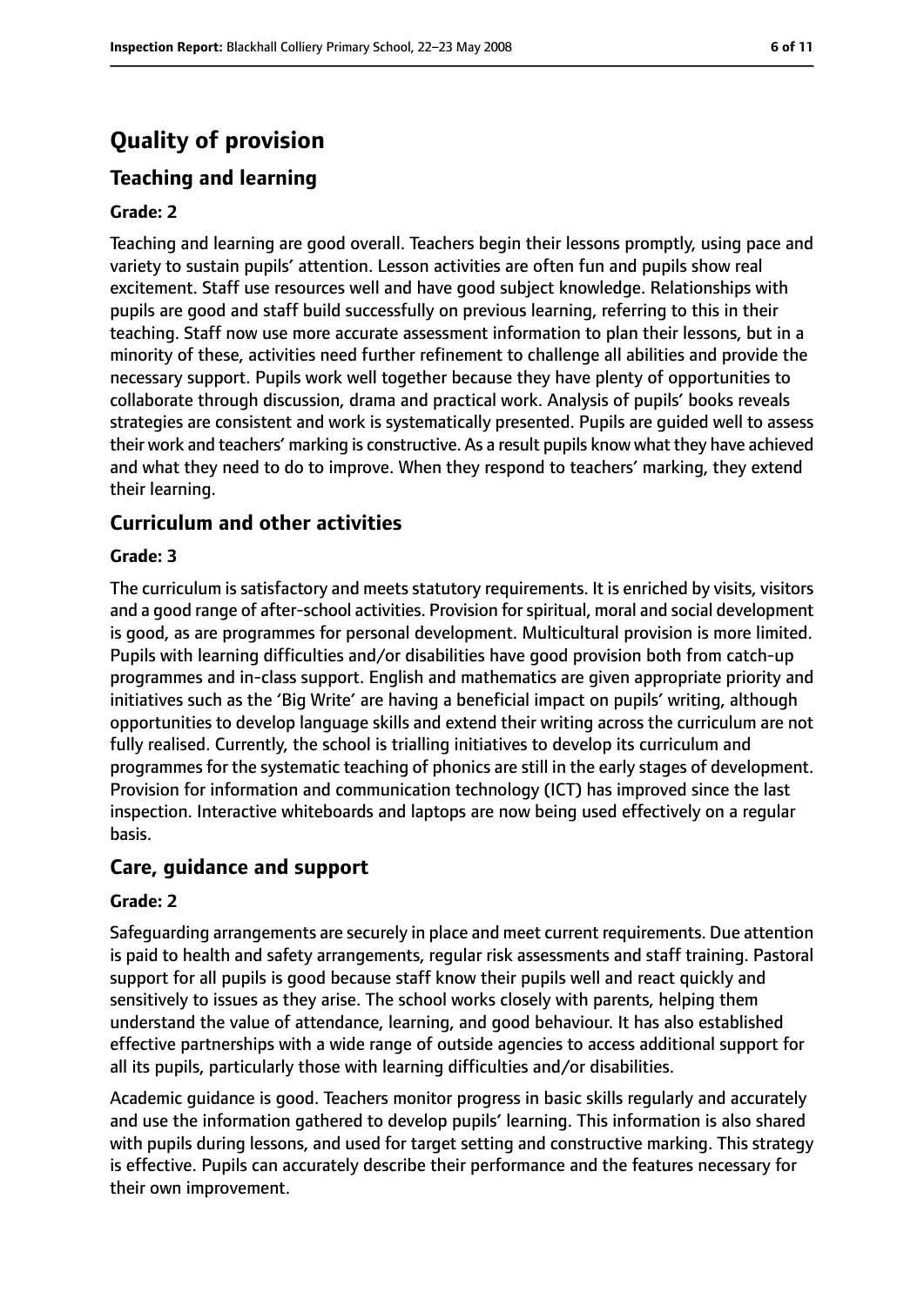# Quality of provision

## Teaching and learning

### Grade: 2

Teaching and learning are good overall. Teachers begin their lessons promptly, using pace and variety to sustain pupils' attention. Lesson activities are often fun and pupils show real excitement. Staff use resources well and have good subject knowledge. Relationships with pupils are good and staff build successfully on previous learning, referring to this in their teaching. Staff now use more accurate assessment information to plan their lessons, but in a minority of these, activities need further refinement to challenge all abilities and provide the necessary support. Pupils work well together because they have plenty of opportunities to collaborate through discussion, drama and practical work. Analysis of pupils' books reveals strategies are consistent and work is systematically presented. Pupils are guided well to assess their work and teachers' marking is constructive. As a result pupils know what they have achieved and what they need to do to improve. When they respond to teachers' marking, they extend their learning.

## Curriculum and other activities

### Grade: 3

The curriculum is satisfactory and meets statutory requirements. It is enriched by visits, visitors and a good range of after-school activities. Provision for spiritual, moral and social development is good, as are programmes for personal development. Multicultural provision is more limited. Pupils with learning difficulties and/or disabilities have good provision both from catch-up programmes and in-class support. English and mathematics are given appropriate priority and initiatives such as the 'Big Write' are having a beneficial impact on pupils' writing, although opportunities to develop language skills and extend their writing across the curriculum are not fully realised. Currently, the school is trialling initiatives to develop its curriculum and programmes for the systematic teaching of phonics are still in the early stages of development. Provision for information and communication technology (ICT) has improved since the last inspection. Interactive whiteboards and laptops are now being used effectively on a regular basis.

## Care, guidance and support

### Grade: 2

Safeguarding arrangements are securely in place and meet current requirements. Due attention is paid to health and safety arrangements, regular risk assessments and staff training. Pastoral support for all pupils is good because staff know their pupils well and react quickly and sensitively to issues as they arise. The school works closely with parents, helping them understand the value of attendance, learning, and good behaviour. It has also established effective partnerships with a wide range of outside agencies to access additional support for all its pupils, particularly those with learning difficulties and/or disabilities.

Academic guidance is good. Teachers monitor progress in basic skills regularly and accurately and use the information gathered to develop pupils' learning. This information is also shared with pupils during lessons, and used for target setting and constructive marking. This strategy is effective. Pupils can accurately describe their performance and the features necessary for their own improvement.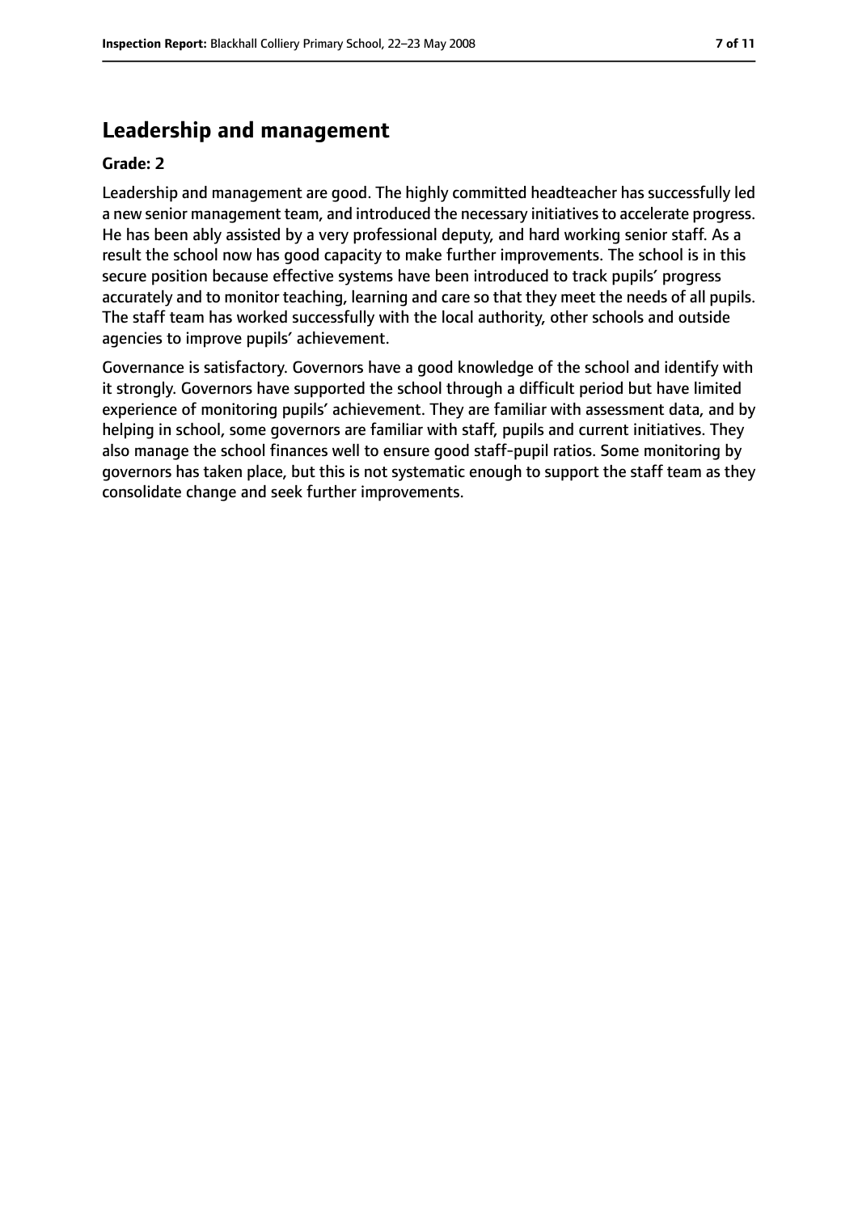## Leadership and management

**Grade: 2**

Leadership and management are good. The highly committed headteacher has successfully led a new senior management team, and introduced the necessary initiatives to accelerate progress. He has been ably assisted by a very professional deputy, and hard working senior staff. As a result the school now has good capacity to make further improvements. The school is in this secure position because effective systems have been introduced to track pupils' progress accurately and to monitor teaching, learning and care so that they meet the needs of all pupils. The staff team has worked successfully with the local authority, other schools and outside agencies to improve pupils' achievement.

Governance is satisfactory. Governors have a good knowledge of the school and identify with it strongly. Governors have supported the school through a difficult period but have limited experience of monitoring pupils' achievement. They are familiar with assessment data, and by helping in school, some governors are familiar with staff, pupils and current initiatives. They also manage the school finances well to ensure good staff-pupil ratios. Some monitoring by governors has taken place, but this is not systematic enough to support the staff team as they consolidate change and seek further improvements.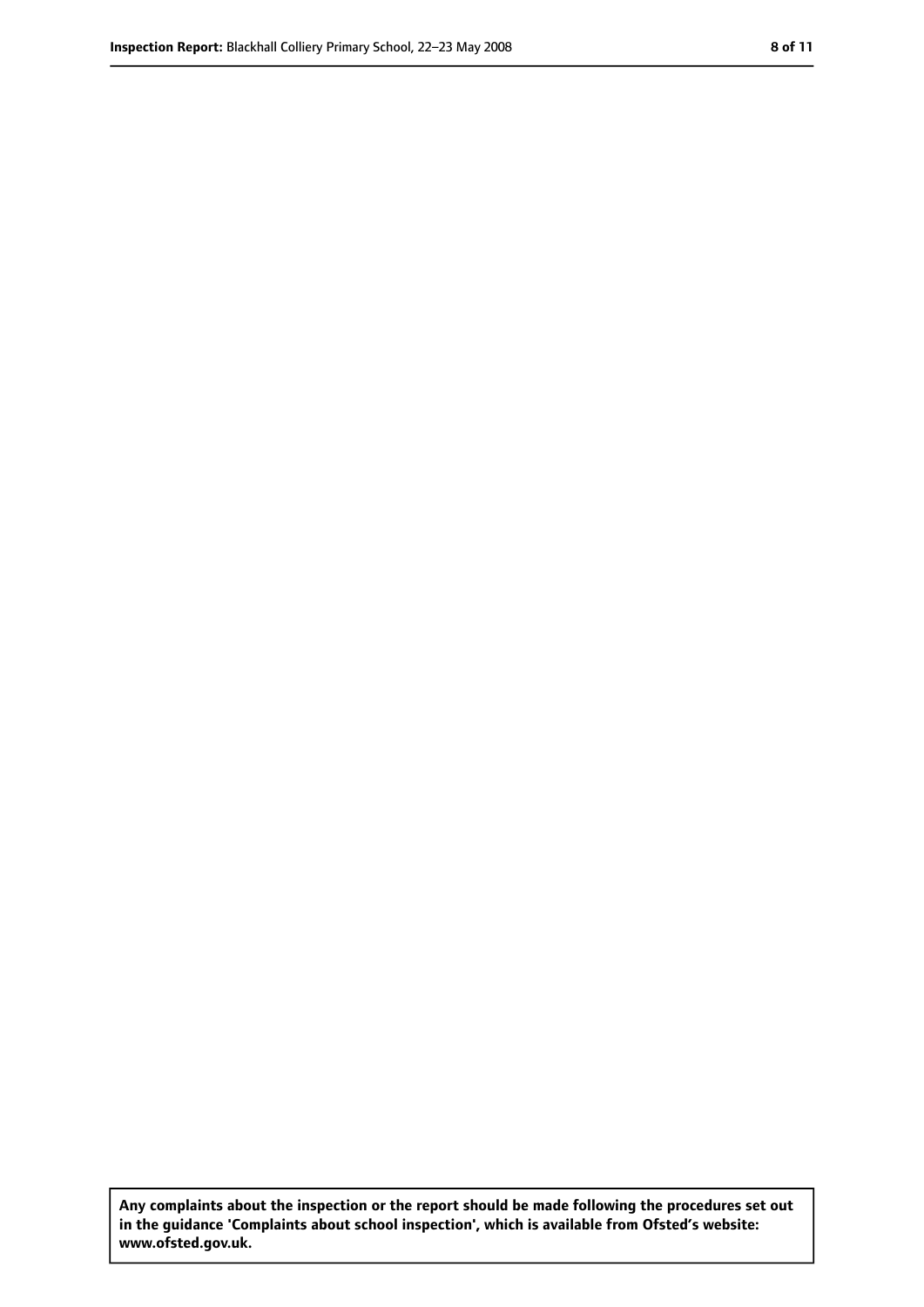**Any complaints about the inspection or the report should be made following the procedures set out in the guidance 'Complaints about school inspection', which is available from Ofsted's website: www.ofsted.gov.uk.**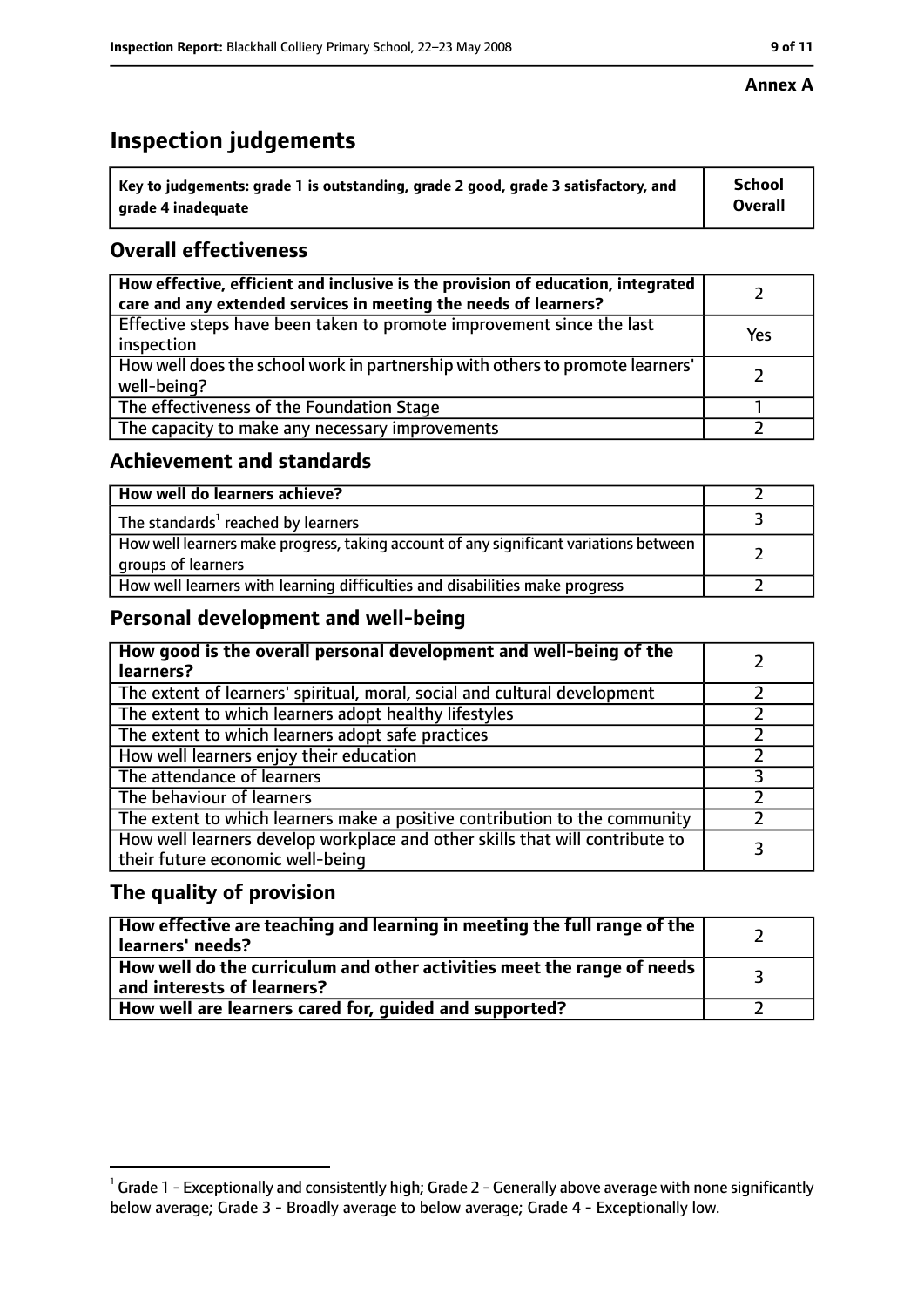**Annex A**

# Inspection judgements

| Key to judgements: grade 1 is outstanding, grade 2 good, grade 3 satisfactory, and grade 4 inadequate | School Overall |
| --- | --- |

## Overall effectiveness

| | |
| --- | --- |
| How effective, efficient and inclusive is the provision of education, integrated care and any extended services in meeting the needs of learners? | 2 |
| Effective steps have been taken to promote improvement since the last inspection | Yes |
| How well does the school work in partnership with others to promote learners' well-being? | 2 |
| The effectiveness of the Foundation Stage | 1 |
| The capacity to make any necessary improvements | 2 |

## Achievement and standards

| | |
| --- | --- |
| How well do learners achieve? | 2 |
| The standards[1] reached by learners | 3 |
| How well learners make progress, taking account of any significant variations between groups of learners | 2 |
| How well learners with learning difficulties and disabilities make progress | 2 |

## Personal development and well-being

| | |
| --- | --- |
| How good is the overall personal development and well-being of the learners? | 2 |
| The extent of learners' spiritual, moral, social and cultural development | 2 |
| The extent to which learners adopt healthy lifestyles | 2 |
| The extent to which learners adopt safe practices | 2 |
| How well learners enjoy their education | 2 |
| The attendance of learners | 3 |
| The behaviour of learners | 2 |
| The extent to which learners make a positive contribution to the community | 2 |
| How well learners develop workplace and other skills that will contribute to their future economic well-being | 3 |

## The quality of provision

| | |
| --- | --- |
| How effective are teaching and learning in meeting the full range of the learners' needs? | 2 |
| How well do the curriculum and other activities meet the range of needs and interests of learners? | 3 |
| How well are learners cared for, guided and supported? | 2 |

[1] Grade 1 - Exceptionally and consistently high; Grade 2 - Generally above average with none significantly below average; Grade 3 - Broadly average to below average; Grade 4 - Exceptionally low.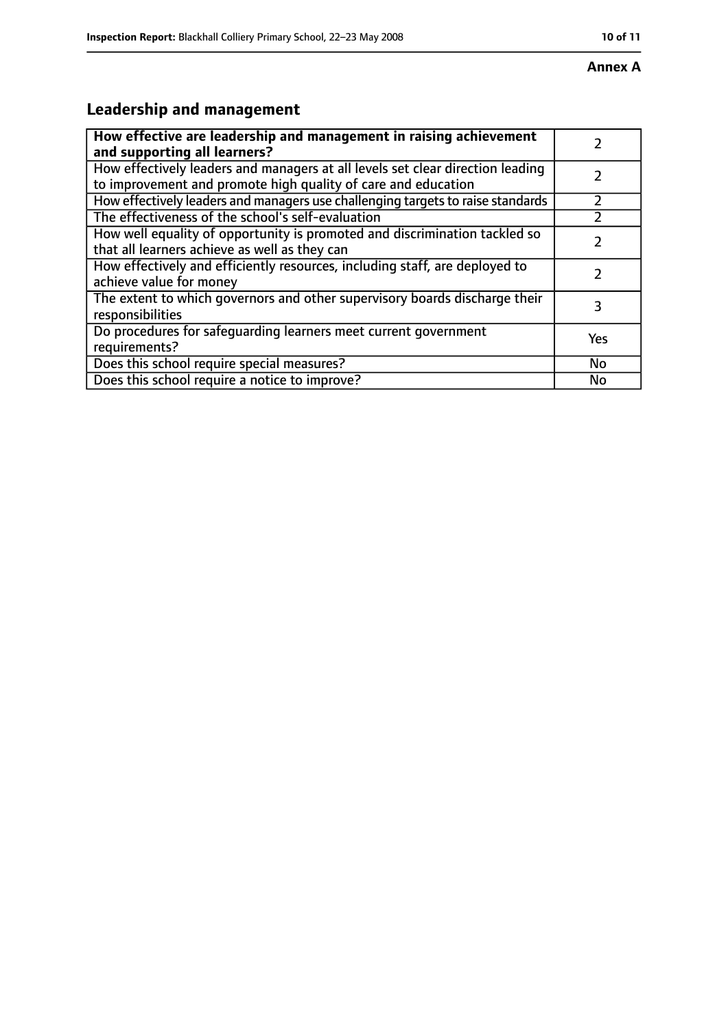**Annex A**

## Leadership and management

| **How effective are leadership and management in raising achievement and supporting all learners?** | 2 |
|---|---|
| How effectively leaders and managers at all levels set clear direction leading to improvement and promote high quality of care and education | 2 |
| How effectively leaders and managers use challenging targets to raise standards | 2 |
| The effectiveness of the school's self-evaluation | 2 |
| How well equality of opportunity is promoted and discrimination tackled so that all learners achieve as well as they can | 2 |
| How effectively and efficiently resources, including staff, are deployed to achieve value for money | 2 |
| The extent to which governors and other supervisory boards discharge their responsibilities | 3 |
| Do procedures for safeguarding learners meet current government requirements? | Yes |
| Does this school require special measures? | No |
| Does this school require a notice to improve? | No |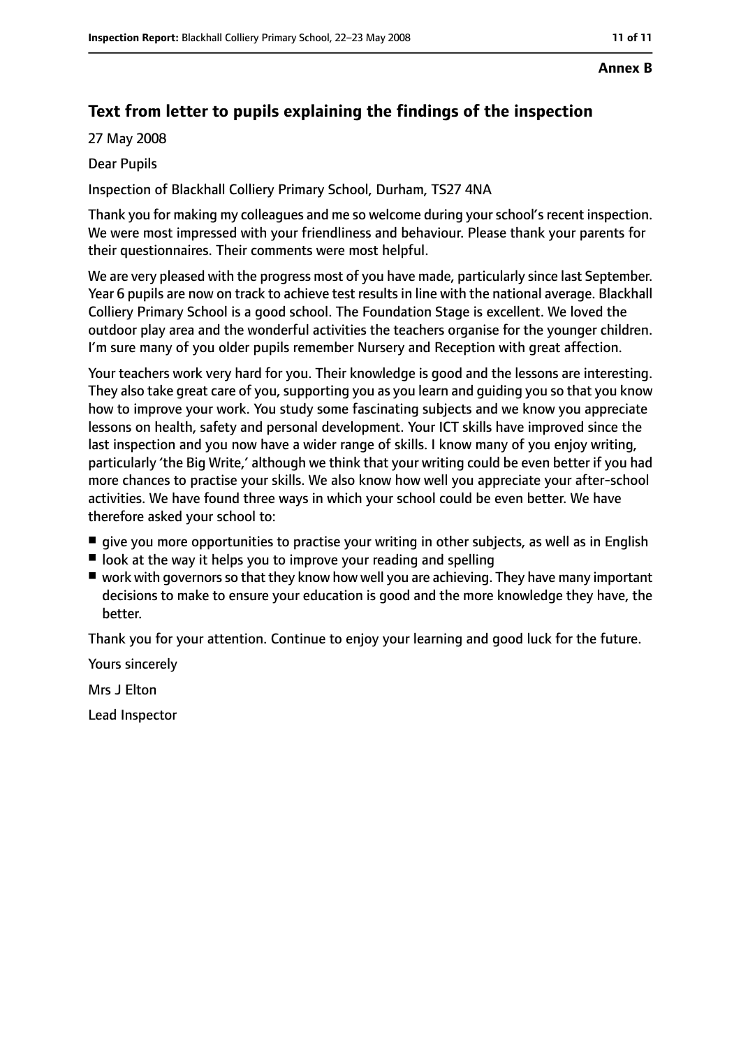**Annex B**

## Text from letter to pupils explaining the findings of the inspection

27 May 2008

Dear Pupils

Inspection of Blackhall Colliery Primary School, Durham, TS27 4NA

Thank you for making my colleagues and me so welcome during your school's recent inspection. We were most impressed with your friendliness and behaviour. Please thank your parents for their questionnaires. Their comments were most helpful.

We are very pleased with the progress most of you have made, particularly since last September. Year 6 pupils are now on track to achieve test results in line with the national average. Blackhall Colliery Primary School is a good school. The Foundation Stage is excellent. We loved the outdoor play area and the wonderful activities the teachers organise for the younger children. I'm sure many of you older pupils remember Nursery and Reception with great affection.

Your teachers work very hard for you. Their knowledge is good and the lessons are interesting. They also take great care of you, supporting you as you learn and guiding you so that you know how to improve your work. You study some fascinating subjects and we know you appreciate lessons on health, safety and personal development. Your ICT skills have improved since the last inspection and you now have a wider range of skills. I know many of you enjoy writing, particularly 'the Big Write,' although we think that your writing could be even better if you had more chances to practise your skills. We also know how well you appreciate your after-school activities. We have found three ways in which your school could be even better. We have therefore asked your school to:

- give you more opportunities to practise your writing in other subjects, as well as in English
- look at the way it helps you to improve your reading and spelling
- work with governors so that they know how well you are achieving. They have many important decisions to make to ensure your education is good and the more knowledge they have, the better.

Thank you for your attention. Continue to enjoy your learning and good luck for the future.

Yours sincerely

Mrs J Elton

Lead Inspector